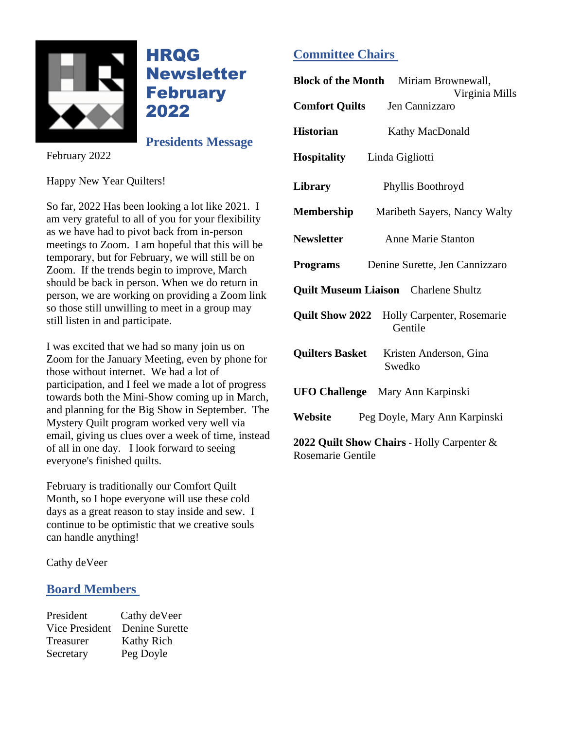# HRQG Newsletter February 2022

## Presidents Message

February 2022

Happy New Year Quilters!

So far, 2022 Has been looking a lot like 2021. I am very grateful to all of you for your flexibility as we have had to pivot back from in-person meetings to Zoom. I am hopeful that this will be temporary, but for February, we will still be on Zoom. If the trends begin to improve, March should be back in person. When we do return in person, we are working on providing a Zoom link so those still unwilling to meet in a group may still listen in and participate.

I was excited that we had so many join us on Zoom for the January Meeting, even by phone for those without internet. We had a lot of participation, and I feel we made a lot of progress towards both the Mini-Show coming up in March, and planning for the Big Show in September. The Mystery Quilt program worked very well via email, giving us clues over a week of time, instead of all in one day. I look forward to seeing everyone's finished quilts.

February is traditionally our Comfort Quilt Month, so I hope everyone will use these cold days as a great reason to stay inside and sew. I continue to be optimistic that we creative souls can handle anything!

Cathy deVeer

## Board Members

| | |
|---|---|
| President | Cathy deVeer |
| Vice President | Denine Surette |
| Treasurer | Kathy Rich |
| Secretary | Peg Doyle |

## Committee Chairs

| | |
|---|---|
| **Block of the Month** | Miriam Brownewall, Virginia Mills |
| **Comfort Quilts** | Jen Cannizzaro |
| **Historian** | Kathy MacDonald |
| **Hospitality** | Linda Gigliotti |
| **Library** | Phyllis Boothroyd |
| **Membership** | Maribeth Sayers, Nancy Walty |
| **Newsletter** | Anne Marie Stanton |
| **Programs** | Denine Surette, Jen Cannizzaro |
| **Quilt Museum Liaison** | Charlene Shultz |
| **Quilt Show 2022** | Holly Carpenter, Rosemarie Gentile |
| **Quilters Basket** | Kristen Anderson, Gina Swedko |
| **UFO Challenge** | Mary Ann Karpinski |
| **Website** | Peg Doyle, Mary Ann Karpinski |

**2022 Quilt Show Chairs** - Holly Carpenter & Rosemarie Gentile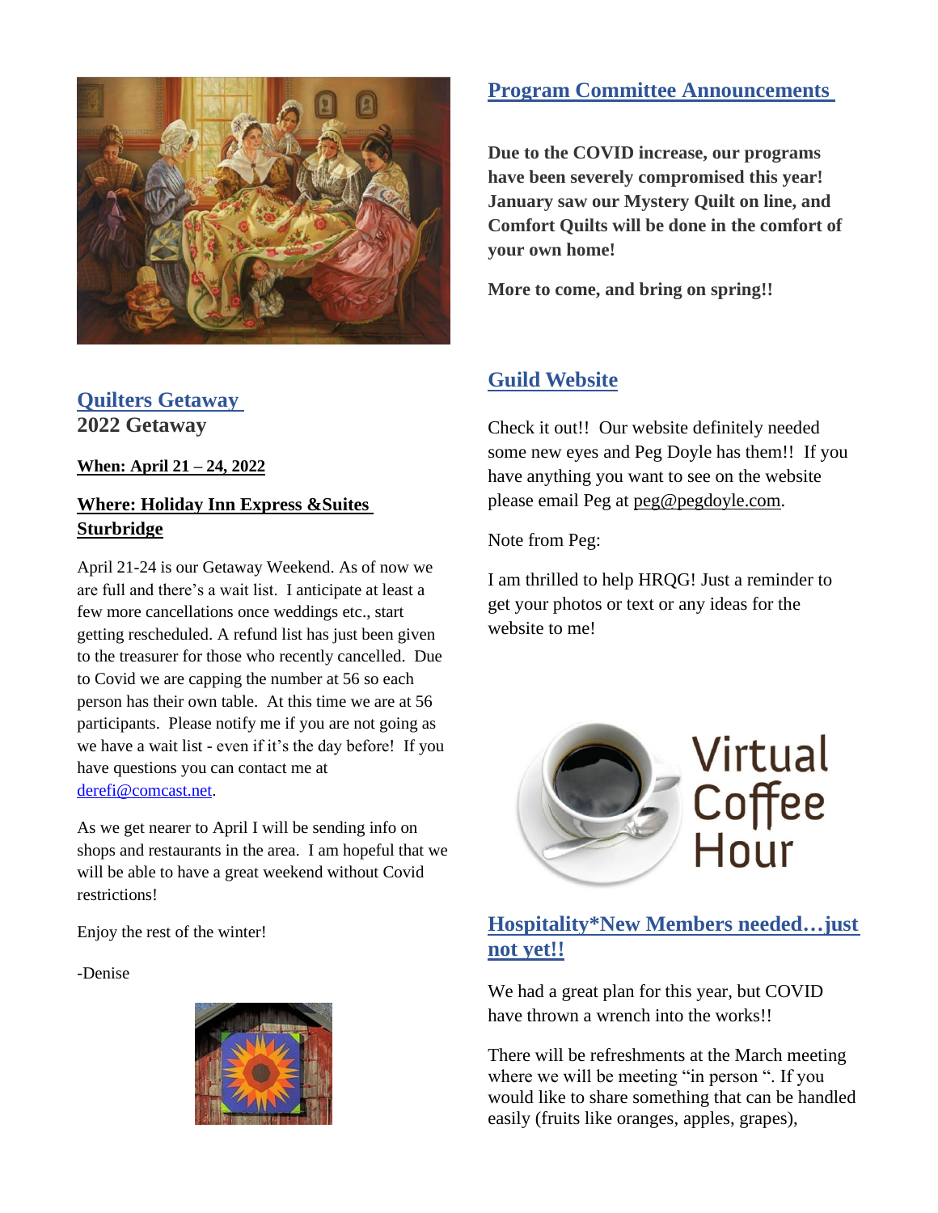## Quilters Getaway

### 2022 Getaway

**When: April 21 – 24, 2022**

**Where: Holiday Inn Express &Suites Sturbridge**

April 21-24 is our Getaway Weekend. As of now we are full and there's a wait list. I anticipate at least a few more cancellations once weddings etc., start getting rescheduled. A refund list has just been given to the treasurer for those who recently cancelled. Due to Covid we are capping the number at 56 so each person has their own table. At this time we are at 56 participants. Please notify me if you are not going as we have a wait list - even if it's the day before! If you have questions you can contact me at derefi@comcast.net.

As we get nearer to April I will be sending info on shops and restaurants in the area. I am hopeful that we will be able to have a great weekend without Covid restrictions!

Enjoy the rest of the winter!

-Denise

## Program Committee Announcements

**Due to the COVID increase, our programs have been severely compromised this year! January saw our Mystery Quilt on line, and Comfort Quilts will be done in the comfort of your own home!**

**More to come, and bring on spring!!**

## Guild Website

Check it out!! Our website definitely needed some new eyes and Peg Doyle has them!! If you have anything you want to see on the website please email Peg at peg@pegdoyle.com.

Note from Peg:

I am thrilled to help HRQG! Just a reminder to get your photos or text or any ideas for the website to me!

Virtual Coffee Hour

## Hospitality*New Members needed…just not yet!!

We had a great plan for this year, but COVID have thrown a wrench into the works!!

There will be refreshments at the March meeting where we will be meeting "in person ". If you would like to share something that can be handled easily (fruits like oranges, apples, grapes),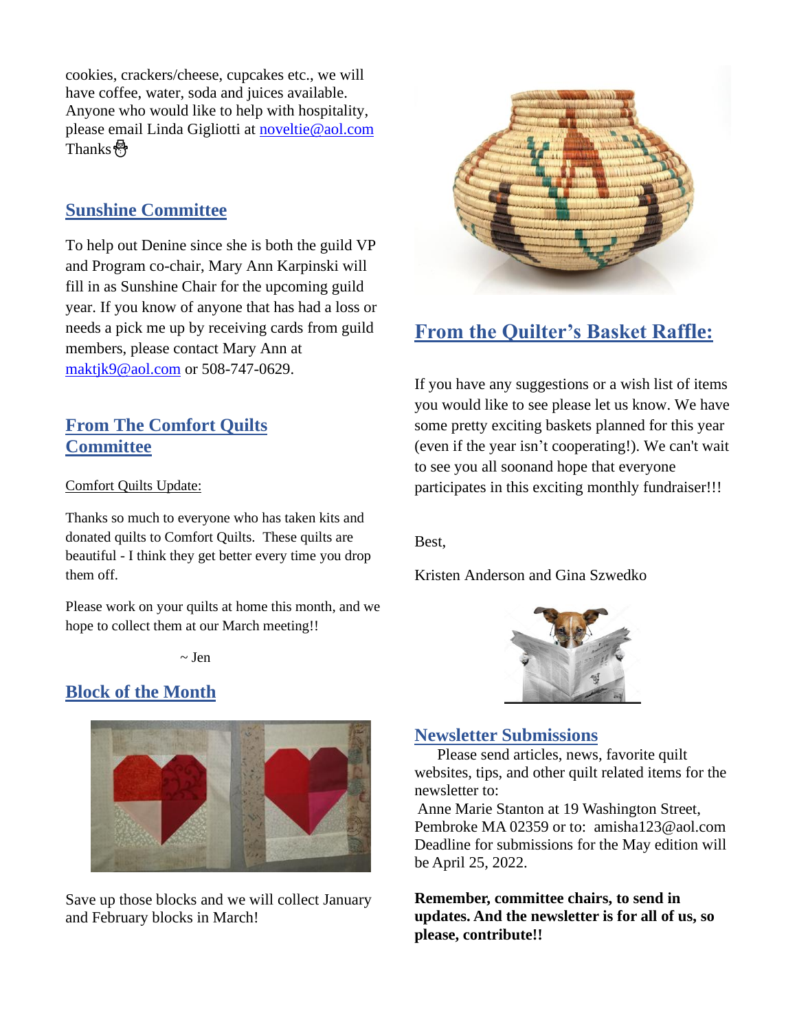cookies, crackers/cheese, cupcakes etc., we will have coffee, water, soda and juices available. Anyone who would like to help with hospitality, please email Linda Gigliotti at noveltie@aol.com Thanks ☃

## Sunshine Committee

To help out Denine since she is both the guild VP and Program co-chair, Mary Ann Karpinski will fill in as Sunshine Chair for the upcoming guild year. If you know of anyone that has had a loss or needs a pick me up by receiving cards from guild members, please contact Mary Ann at maktjk9@aol.com or 508-747-0629.

## From The Comfort Quilts Committee

Comfort Quilts Update:

Thanks so much to everyone who has taken kits and donated quilts to Comfort Quilts. These quilts are beautiful - I think they get better every time you drop them off.

Please work on your quilts at home this month, and we hope to collect them at our March meeting!!

~ Jen

## Block of the Month

Save up those blocks and we will collect January and February blocks in March!

## From the Quilter's Basket Raffle:

If you have any suggestions or a wish list of items you would like to see please let us know. We have some pretty exciting baskets planned for this year (even if the year isn't cooperating!). We can't wait to see you all soonand hope that everyone participates in this exciting monthly fundraiser!!!

Best,

Kristen Anderson and Gina Szwedko

## Newsletter Submissions

Please send articles, news, favorite quilt websites, tips, and other quilt related items for the newsletter to:
Anne Marie Stanton at 19 Washington Street, Pembroke MA 02359 or to: amisha123@aol.com
Deadline for submissions for the May edition will be April 25, 2022.

**Remember, committee chairs, to send in updates. And the newsletter is for all of us, so please, contribute!!**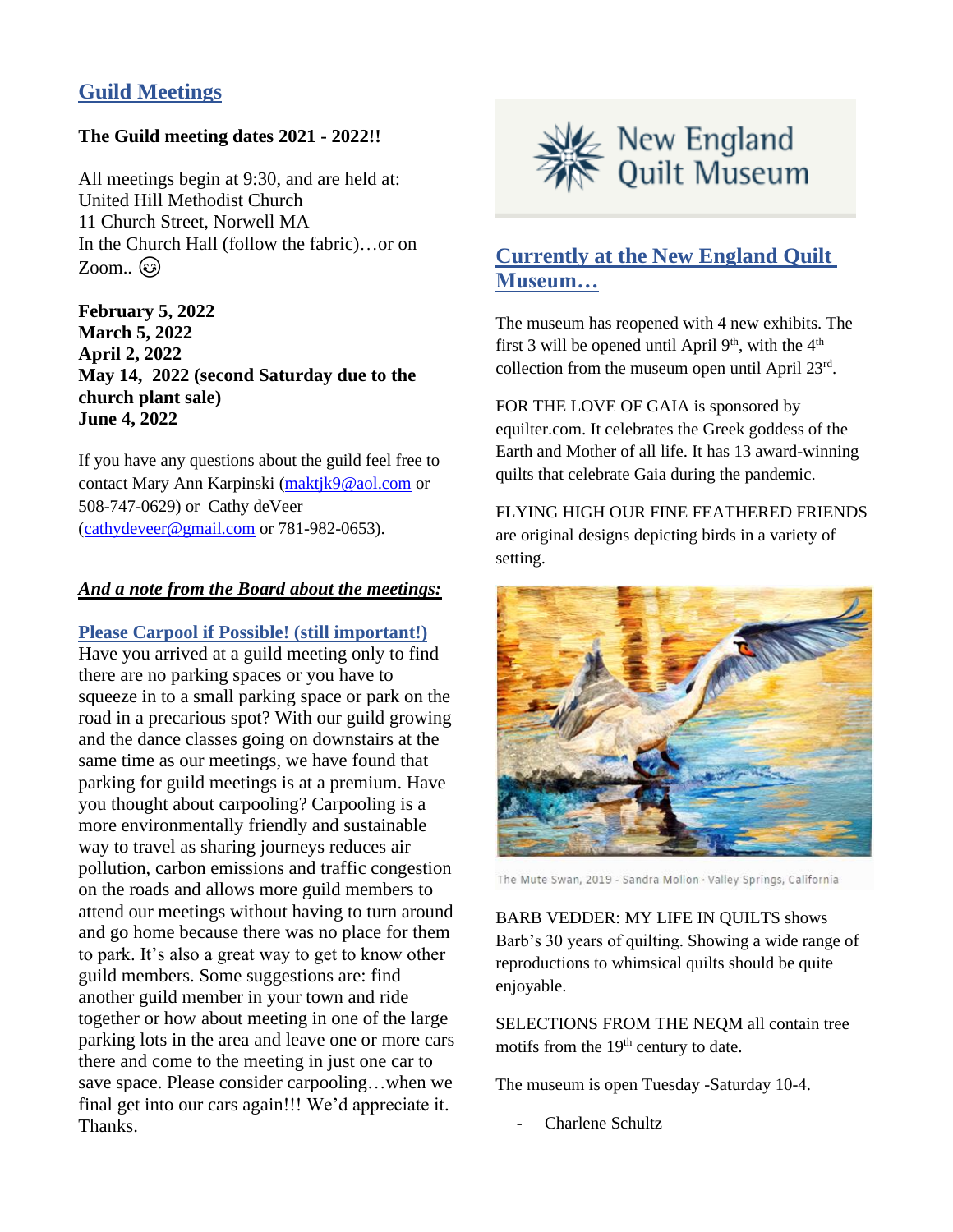## Guild Meetings

**The Guild meeting dates 2021 - 2022!!**

All meetings begin at 9:30, and are held at:
United Hill Methodist Church
11 Church Street, Norwell MA
In the Church Hall (follow the fabric)…or on Zoom.. 😉

**February 5, 2022**
**March 5, 2022**
**April 2, 2022**
**May 14, 2022 (second Saturday due to the church plant sale)**
**June 4, 2022**

If you have any questions about the guild feel free to contact Mary Ann Karpinski (maktjk9@aol.com or 508-747-0629) or Cathy deVeer (cathydeveer@gmail.com or 781-982-0653).

***And a note from the Board about the meetings:***

**Please Carpool if Possible! (still important!)**

Have you arrived at a guild meeting only to find there are no parking spaces or you have to squeeze in to a small parking space or park on the road in a precarious spot? With our guild growing and the dance classes going on downstairs at the same time as our meetings, we have found that parking for guild meetings is at a premium. Have you thought about carpooling? Carpooling is a more environmentally friendly and sustainable way to travel as sharing journeys reduces air pollution, carbon emissions and traffic congestion on the roads and allows more guild members to attend our meetings without having to turn around and go home because there was no place for them to park. It's also a great way to get to know other guild members. Some suggestions are: find another guild member in your town and ride together or how about meeting in one of the large parking lots in the area and leave one or more cars there and come to the meeting in just one car to save space. Please consider carpooling…when we final get into our cars again!!! We'd appreciate it. Thanks.

New England Quilt Museum

## Currently at the New England Quilt Museum…

The museum has reopened with 4 new exhibits. The first 3 will be opened until April 9th, with the 4th collection from the museum open until April 23rd.

FOR THE LOVE OF GAIA is sponsored by equilter.com. It celebrates the Greek goddess of the Earth and Mother of all life. It has 13 award-winning quilts that celebrate Gaia during the pandemic.

FLYING HIGH OUR FINE FEATHERED FRIENDS are original designs depicting birds in a variety of setting.

The Mute Swan, 2019 - Sandra Mollon · Valley Springs, California

BARB VEDDER: MY LIFE IN QUILTS shows Barb's 30 years of quilting. Showing a wide range of reproductions to whimsical quilts should be quite enjoyable.

SELECTIONS FROM THE NEQM all contain tree motifs from the 19th century to date.

The museum is open Tuesday -Saturday 10-4.

- Charlene Schultz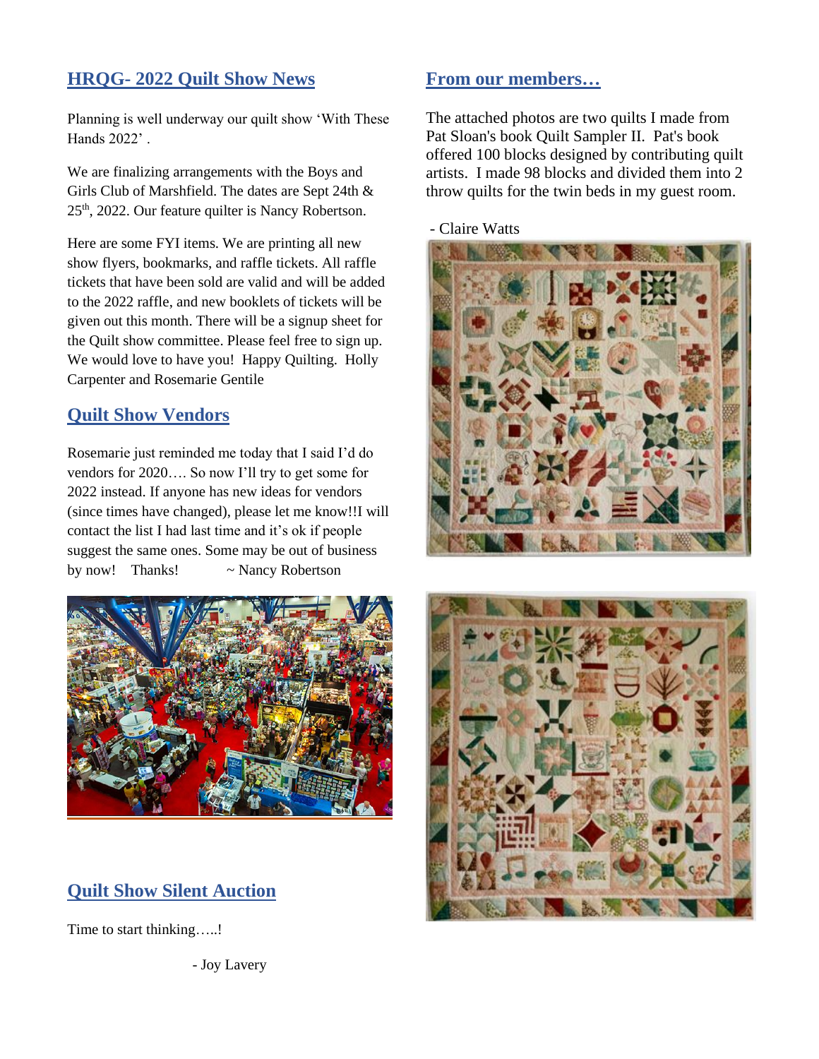## HRQG- 2022 Quilt Show News

Planning is well underway our quilt show 'With These Hands 2022' .

We are finalizing arrangements with the Boys and Girls Club of Marshfield. The dates are Sept 24th & 25th, 2022. Our feature quilter is Nancy Robertson.

Here are some FYI items. We are printing all new show flyers, bookmarks, and raffle tickets. All raffle tickets that have been sold are valid and will be added to the 2022 raffle, and new booklets of tickets will be given out this month. There will be a signup sheet for the Quilt show committee. Please feel free to sign up. We would love to have you! Happy Quilting. Holly Carpenter and Rosemarie Gentile

## Quilt Show Vendors

Rosemarie just reminded me today that I said I'd do vendors for 2020…. So now I'll try to get some for 2022 instead. If anyone has new ideas for vendors (since times have changed), please let me know!!I will contact the list I had last time and it's ok if people suggest the same ones. Some may be out of business by now! Thanks! ~ Nancy Robertson

## Quilt Show Silent Auction

Time to start thinking…..!

- Joy Lavery

## From our members…

The attached photos are two quilts I made from Pat Sloan's book Quilt Sampler II. Pat's book offered 100 blocks designed by contributing quilt artists. I made 98 blocks and divided them into 2 throw quilts for the twin beds in my guest room.

- Claire Watts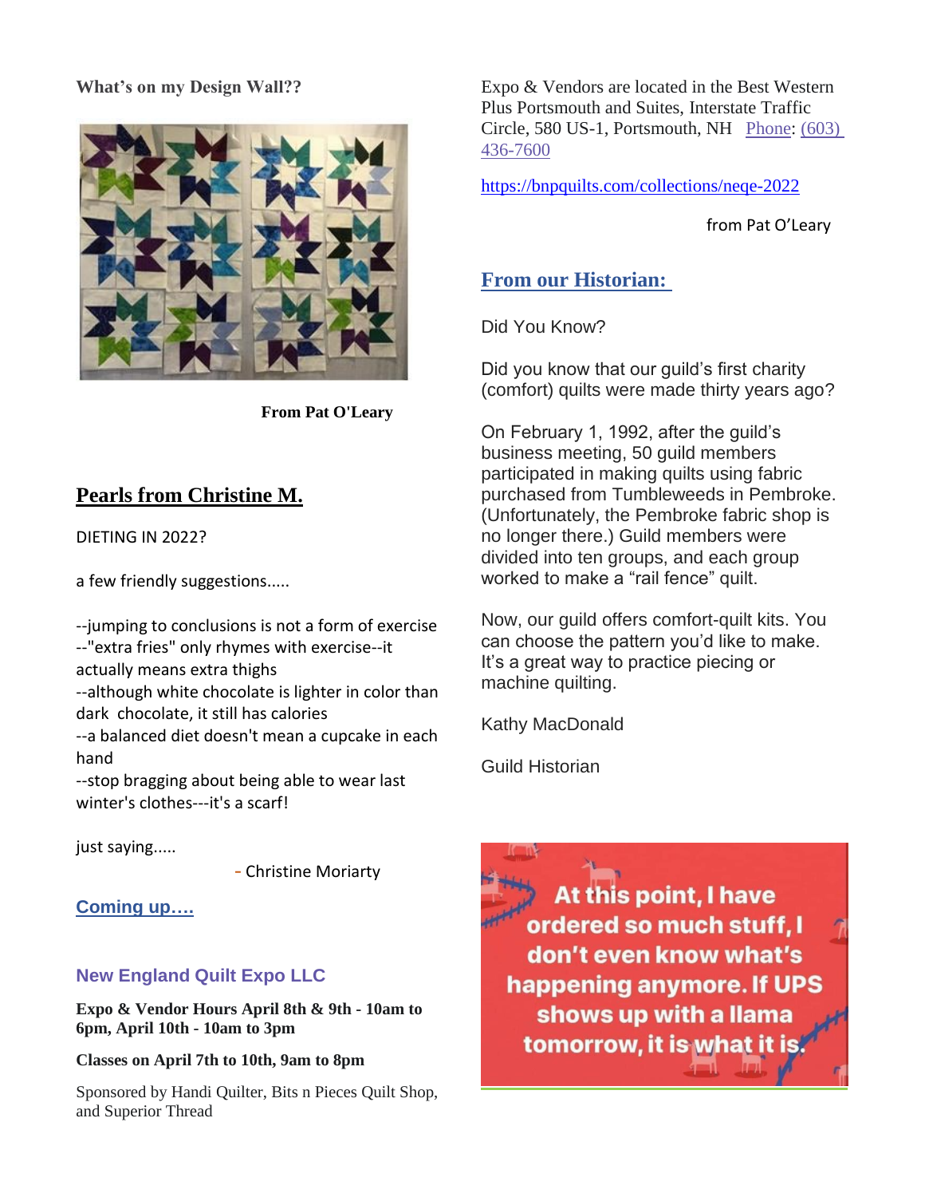**What's on my Design Wall??**

**From Pat O'Leary**

## Pearls from Christine M.

DIETING IN 2022?

a few friendly suggestions.....

--jumping to conclusions is not a form of exercise
--"extra fries" only rhymes with exercise--it actually means extra thighs
--although white chocolate is lighter in color than dark chocolate, it still has calories
--a balanced diet doesn't mean a cupcake in each hand
--stop bragging about being able to wear last winter's clothes---it's a scarf!

just saying.....

- Christine Moriarty

### Coming up….

### New England Quilt Expo LLC

**Expo & Vendor Hours April 8th & 9th - 10am to 6pm, April 10th - 10am to 3pm**

**Classes on April 7th to 10th, 9am to 8pm**

Sponsored by Handi Quilter, Bits n Pieces Quilt Shop, and Superior Thread

Expo & Vendors are located in the Best Western Plus Portsmouth and Suites, Interstate Traffic Circle, 580 US-1, Portsmouth, NH Phone: (603) 436-7600

https://bnpquilts.com/collections/neqe-2022

from Pat O'Leary

## From our Historian:

Did You Know?

Did you know that our guild's first charity (comfort) quilts were made thirty years ago?

On February 1, 1992, after the guild's business meeting, 50 guild members participated in making quilts using fabric purchased from Tumbleweeds in Pembroke. (Unfortunately, the Pembroke fabric shop is no longer there.) Guild members were divided into ten groups, and each group worked to make a "rail fence" quilt.

Now, our guild offers comfort-quilt kits. You can choose the pattern you'd like to make. It's a great way to practice piecing or machine quilting.

Kathy MacDonald

Guild Historian

At this point, I have ordered so much stuff, I don't even know what's happening anymore. If UPS shows up with a llama tomorrow, it is what it is.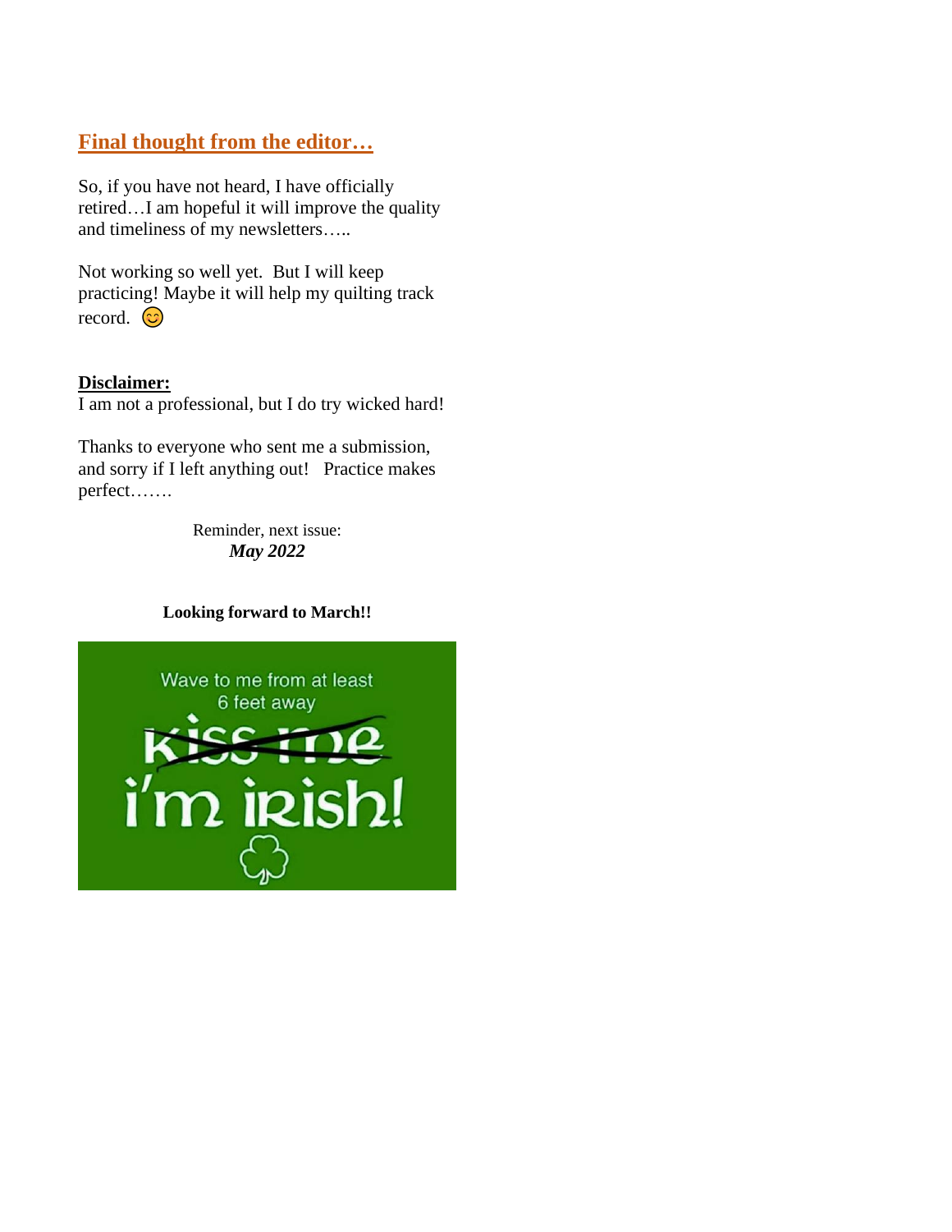## Final thought from the editor…

So, if you have not heard, I have officially retired…I am hopeful it will improve the quality and timeliness of my newsletters…..

Not working so well yet. But I will keep practicing! Maybe it will help my quilting track record. 😊

**Disclaimer:**
I am not a professional, but I do try wicked hard!

Thanks to everyone who sent me a submission, and sorry if I left anything out! Practice makes perfect…….

Reminder, next issue:
***May 2022***

**Looking forward to March!!**

Wave to me from at least 6 feet away

~~kiss me~~

i'm irish!